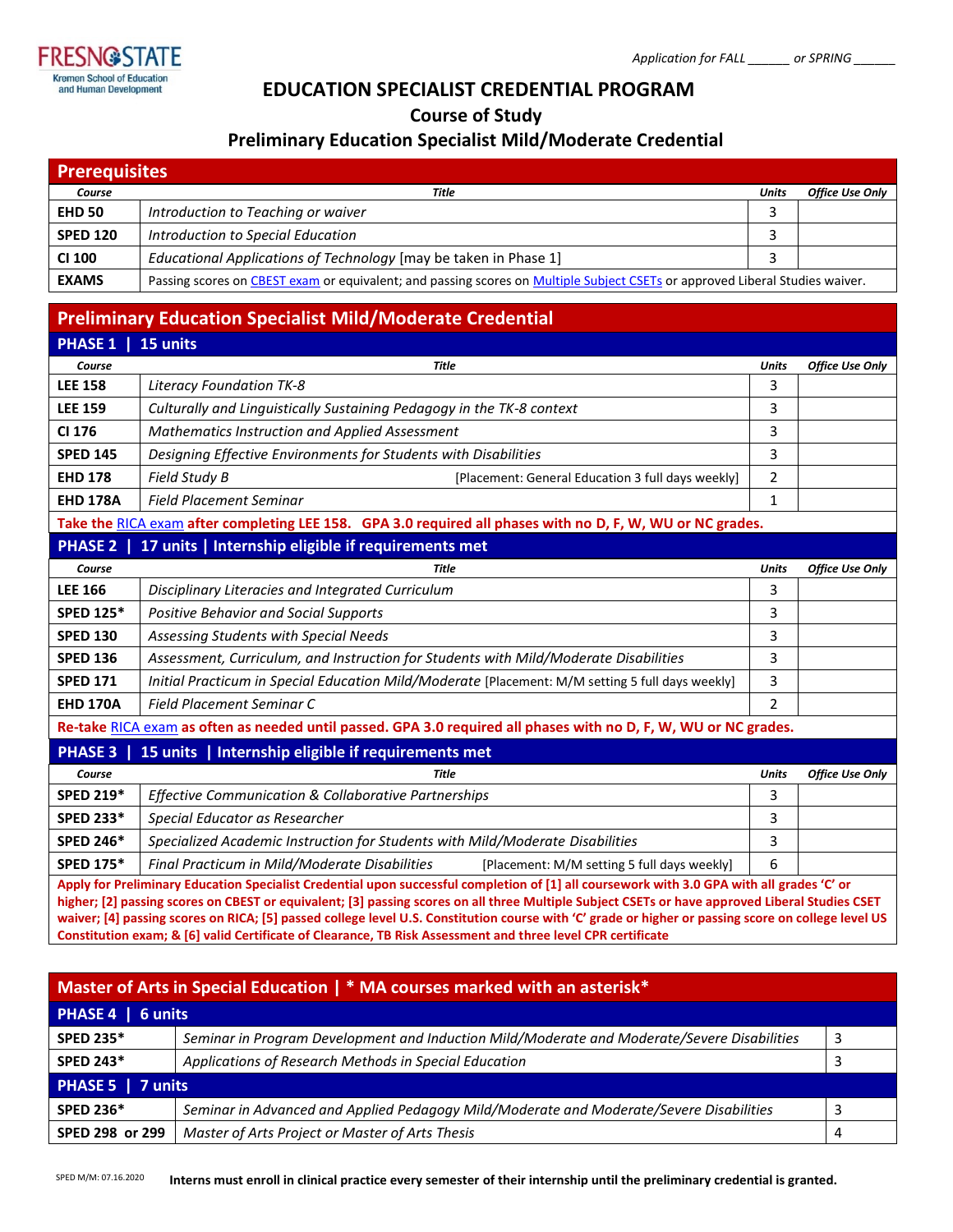FRESNO STATE
Kremen School of Education and Human Development

*Application for FALL ______ or SPRING ______*

# EDUCATION SPECIALIST CREDENTIAL PROGRAM

## Course of Study

## Preliminary Education Specialist Mild/Moderate Credential

### Prerequisites

| Course | Title | Units | Office Use Only |
|---|---|---|---|
| **EHD 50** | *Introduction to Teaching or waiver* | 3 | |
| **SPED 120** | *Introduction to Special Education* | 3 | |
| **CI 100** | *Educational Applications of Technology* [may be taken in Phase 1] | 3 | |
| **EXAMS** | Passing scores on CBEST exam or equivalent; and passing scores on Multiple Subject CSETs or approved Liberal Studies waiver. | | |

### Preliminary Education Specialist Mild/Moderate Credential

#### PHASE 1 | 15 units

| Course | Title | Units | Office Use Only |
|---|---|---|---|
| **LEE 158** | *Literacy Foundation TK-8* | 3 | |
| **LEE 159** | *Culturally and Linguistically Sustaining Pedagogy in the TK-8 context* | 3 | |
| **CI 176** | *Mathematics Instruction and Applied Assessment* | 3 | |
| **SPED 145** | *Designing Effective Environments for Students with Disabilities* | 3 | |
| **EHD 178** | *Field Study B* [Placement: General Education 3 full days weekly] | 2 | |
| **EHD 178A** | *Field Placement Seminar* | 1 | |

**Take the RICA exam after completing LEE 158. GPA 3.0 required all phases with no D, F, W, WU or NC grades.**

#### PHASE 2 | 17 units | Internship eligible if requirements met

| Course | Title | Units | Office Use Only |
|---|---|---|---|
| **LEE 166** | *Disciplinary Literacies and Integrated Curriculum* | 3 | |
| **SPED 125*** | *Positive Behavior and Social Supports* | 3 | |
| **SPED 130** | *Assessing Students with Special Needs* | 3 | |
| **SPED 136** | *Assessment, Curriculum, and Instruction for Students with Mild/Moderate Disabilities* | 3 | |
| **SPED 171** | *Initial Practicum in Special Education Mild/Moderate* [Placement: M/M setting 5 full days weekly] | 3 | |
| **EHD 170A** | *Field Placement Seminar C* | 2 | |

**Re-take RICA exam as often as needed until passed. GPA 3.0 required all phases with no D, F, W, WU or NC grades.**

#### PHASE 3 | 15 units | Internship eligible if requirements met

| Course | Title | Units | Office Use Only |
|---|---|---|---|
| **SPED 219*** | *Effective Communication & Collaborative Partnerships* | 3 | |
| **SPED 233*** | *Special Educator as Researcher* | 3 | |
| **SPED 246*** | *Specialized Academic Instruction for Students with Mild/Moderate Disabilities* | 3 | |
| **SPED 175*** | *Final Practicum in Mild/Moderate Disabilities* [Placement: M/M setting 5 full days weekly] | 6 | |

**Apply for Preliminary Education Specialist Credential upon successful completion of [1] all coursework with 3.0 GPA with all grades 'C' or higher; [2] passing scores on CBEST or equivalent; [3] passing scores on all three Multiple Subject CSETs or have approved Liberal Studies CSET waiver; [4] passing scores on RICA; [5] passed college level U.S. Constitution course with 'C' grade or higher or passing score on college level US Constitution exam; & [6] valid Certificate of Clearance, TB Risk Assessment and three level CPR certificate**

### Master of Arts in Special Education | * MA courses marked with an asterisk*

#### PHASE 4 | 6 units

| Course | Title | Units |
|---|---|---|
| **SPED 235*** | *Seminar in Program Development and Induction Mild/Moderate and Moderate/Severe Disabilities* | 3 |
| **SPED 243*** | *Applications of Research Methods in Special Education* | 3 |

#### PHASE 5 | 7 units

| Course | Title | Units |
|---|---|---|
| **SPED 236*** | *Seminar in Advanced and Applied Pedagogy Mild/Moderate and Moderate/Severe Disabilities* | 3 |
| **SPED 298 or 299** | *Master of Arts Project or Master of Arts Thesis* | 4 |

SPED M/M: 07.16.2020

**Interns must enroll in clinical practice every semester of their internship until the preliminary credential is granted.**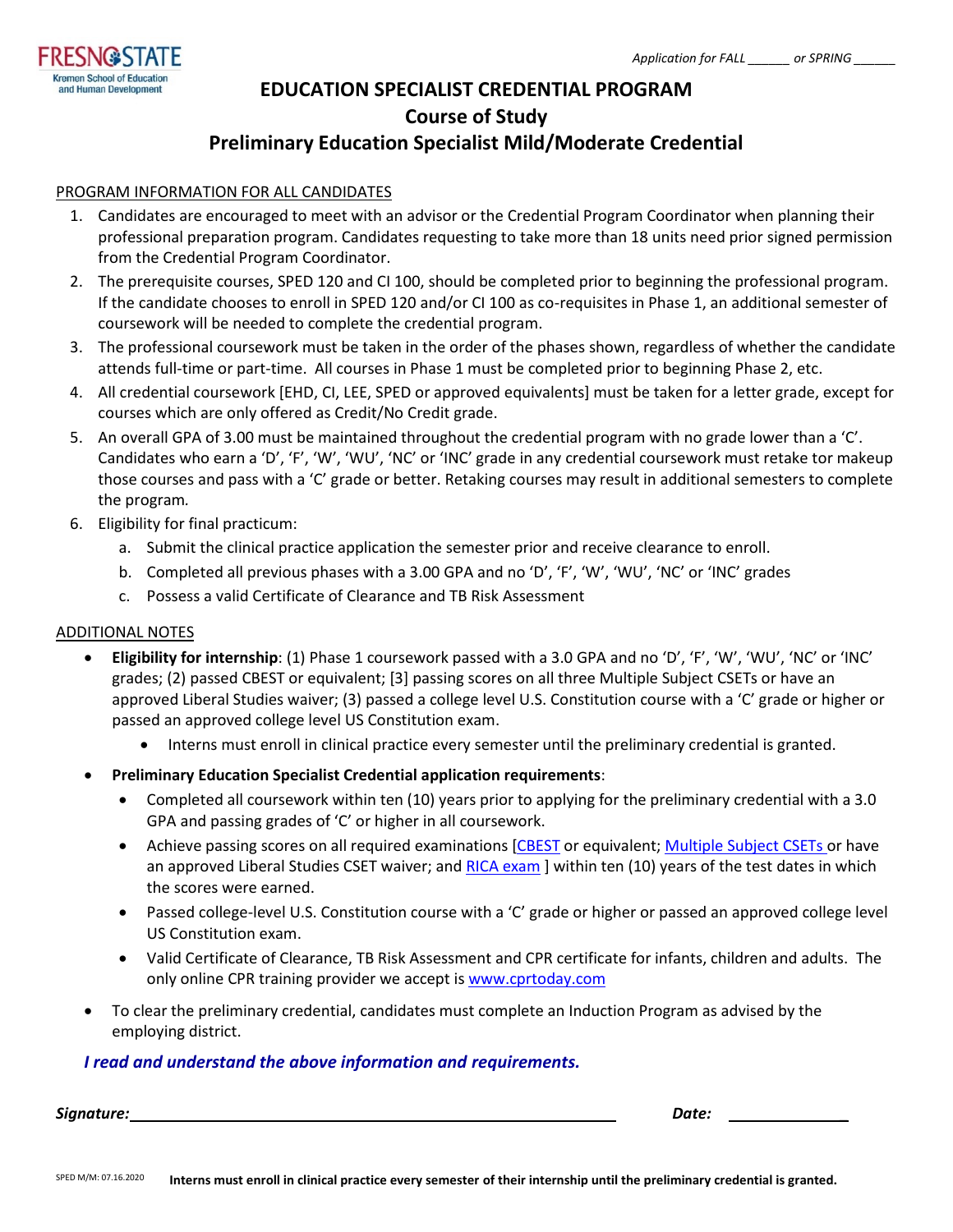FRESNO STATE
Kremen School of Education and Human Development

*Application for FALL ______ or SPRING ______*

# EDUCATION SPECIALIST CREDENTIAL PROGRAM
## Course of Study
## Preliminary Education Specialist Mild/Moderate Credential

PROGRAM INFORMATION FOR ALL CANDIDATES

1. Candidates are encouraged to meet with an advisor or the Credential Program Coordinator when planning their professional preparation program. Candidates requesting to take more than 18 units need prior signed permission from the Credential Program Coordinator.
2. The prerequisite courses, SPED 120 and CI 100, should be completed prior to beginning the professional program. If the candidate chooses to enroll in SPED 120 and/or CI 100 as co-requisites in Phase 1, an additional semester of coursework will be needed to complete the credential program.
3. The professional coursework must be taken in the order of the phases shown, regardless of whether the candidate attends full-time or part-time. All courses in Phase 1 must be completed prior to beginning Phase 2, etc.
4. All credential coursework [EHD, CI, LEE, SPED or approved equivalents] must be taken for a letter grade, except for courses which are only offered as Credit/No Credit grade.
5. An overall GPA of 3.00 must be maintained throughout the credential program with no grade lower than a 'C'. Candidates who earn a 'D', 'F', 'W', 'WU', 'NC' or 'INC' grade in any credential coursework must retake tor makeup those courses and pass with a 'C' grade or better. Retaking courses may result in additional semesters to complete the program.
6. Eligibility for final practicum:
   a. Submit the clinical practice application the semester prior and receive clearance to enroll.
   b. Completed all previous phases with a 3.00 GPA and no 'D', 'F', 'W', 'WU', 'NC' or 'INC' grades
   c. Possess a valid Certificate of Clearance and TB Risk Assessment

ADDITIONAL NOTES

- **Eligibility for internship**: (1) Phase 1 coursework passed with a 3.0 GPA and no 'D', 'F', 'W', 'WU', 'NC' or 'INC' grades; (2) passed CBEST or equivalent; [3] passing scores on all three Multiple Subject CSETs or have an approved Liberal Studies waiver; (3) passed a college level U.S. Constitution course with a 'C' grade or higher or passed an approved college level US Constitution exam.
  - Interns must enroll in clinical practice every semester until the preliminary credential is granted.
- **Preliminary Education Specialist Credential application requirements**:
  - Completed all coursework within ten (10) years prior to applying for the preliminary credential with a 3.0 GPA and passing grades of 'C' or higher in all coursework.
  - Achieve passing scores on all required examinations [CBEST or equivalent; Multiple Subject CSETs or have an approved Liberal Studies CSET waiver; and RICA exam ] within ten (10) years of the test dates in which the scores were earned.
  - Passed college-level U.S. Constitution course with a 'C' grade or higher or passed an approved college level US Constitution exam.
  - Valid Certificate of Clearance, TB Risk Assessment and CPR certificate for infants, children and adults. The only online CPR training provider we accept is www.cprtoday.com
- To clear the preliminary credential, candidates must complete an Induction Program as advised by the employing district.

***I read and understand the above information and requirements.***

***Signature:*** ______________________________ ***Date:*** ______________

SPED M/M: 07.16.2020

**Interns must enroll in clinical practice every semester of their internship until the preliminary credential is granted.**